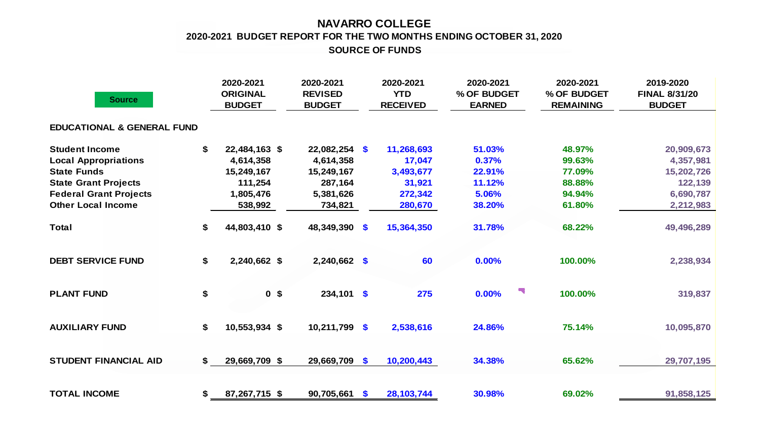# NAVARRO COLLEGE

## 2020-2021 BUDGET REPORT FOR THE TWO MONTHS ENDING OCTOBER 31, 2020

### SOURCE OF FUNDS

| Source | 2020-2021 ORIGINAL BUDGET | 2020-2021 REVISED BUDGET | 2020-2021 YTD RECEIVED | 2020-2021 % OF BUDGET EARNED | 2020-2021 % OF BUDGET REMAINING | 2019-2020 FINAL 8/31/20 BUDGET |
|---|---|---|---|---|---|---|
| **EDUCATIONAL & GENERAL FUND** | | | | | | |
| **Student Income** | $ 22,484,163 | $ 22,082,254 | $ 11,268,693 | 51.03% | 48.97% | 20,909,673 |
| **Local Appropriations** | 4,614,358 | 4,614,358 | 17,047 | 0.37% | 99.63% | 4,357,981 |
| **State Funds** | 15,249,167 | 15,249,167 | 3,493,677 | 22.91% | 77.09% | 15,202,726 |
| **State Grant Projects** | 111,254 | 287,164 | 31,921 | 11.12% | 88.88% | 122,139 |
| **Federal Grant Projects** | 1,805,476 | 5,381,626 | 272,342 | 5.06% | 94.94% | 6,690,787 |
| **Other Local Income** | 538,992 | 734,821 | 280,670 | 38.20% | 61.80% | 2,212,983 |
| **Total** | $ 44,803,410 | $ 48,349,390 | $ 15,364,350 | 31.78% | 68.22% | 49,496,289 |
| **DEBT SERVICE FUND** | $ 2,240,662 | $ 2,240,662 | $ 60 | 0.00% | 100.00% | 2,238,934 |
| **PLANT FUND** | $ 0 | $ 234,101 | $ 275 | 0.00% | 100.00% | 319,837 |
| **AUXILIARY FUND** | $ 10,553,934 | $ 10,211,799 | $ 2,538,616 | 24.86% | 75.14% | 10,095,870 |
| **STUDENT FINANCIAL AID** | $ 29,669,709 | $ 29,669,709 | $ 10,200,443 | 34.38% | 65.62% | 29,707,195 |
| **TOTAL INCOME** | $ 87,267,715 | $ 90,705,661 | $ 28,103,744 | 30.98% | 69.02% | 91,858,125 |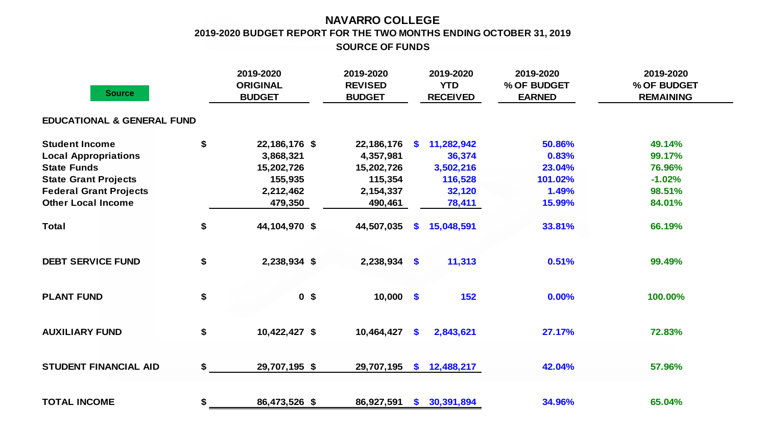# NAVARRO COLLEGE

## 2019-2020 BUDGET REPORT FOR THE TWO MONTHS ENDING OCTOBER 31, 2019

### SOURCE OF FUNDS

| Source | 2019-2020 ORIGINAL BUDGET | 2019-2020 REVISED BUDGET | 2019-2020 YTD RECEIVED | 2019-2020 % OF BUDGET EARNED | 2019-2020 % OF BUDGET REMAINING |
|---|---|---|---|---|---|
| **EDUCATIONAL & GENERAL FUND** | | | | | |
| Student Income | $ 22,186,176 | $ 22,186,176 | $ 11,282,942 | 50.86% | 49.14% |
| Local Appropriations | 3,868,321 | 4,357,981 | 36,374 | 0.83% | 99.17% |
| State Funds | 15,202,726 | 15,202,726 | 3,502,216 | 23.04% | 76.96% |
| State Grant Projects | 155,935 | 115,354 | 116,528 | 101.02% | -1.02% |
| Federal Grant Projects | 2,212,462 | 2,154,337 | 32,120 | 1.49% | 98.51% |
| Other Local Income | 479,350 | 490,461 | 78,411 | 15.99% | 84.01% |
| **Total** | $ 44,104,970 | $ 44,507,035 | $ 15,048,591 | 33.81% | 66.19% |
| **DEBT SERVICE FUND** | $ 2,238,934 | $ 2,238,934 | $ 11,313 | 0.51% | 99.49% |
| **PLANT FUND** | $ 0 | $ 10,000 | $ 152 | 0.00% | 100.00% |
| **AUXILIARY FUND** | $ 10,422,427 | $ 10,464,427 | $ 2,843,621 | 27.17% | 72.83% |
| **STUDENT FINANCIAL AID** | $ 29,707,195 | $ 29,707,195 | $ 12,488,217 | 42.04% | 57.96% |
| **TOTAL INCOME** | $ 86,473,526 | $ 86,927,591 | $ 30,391,894 | 34.96% | 65.04% |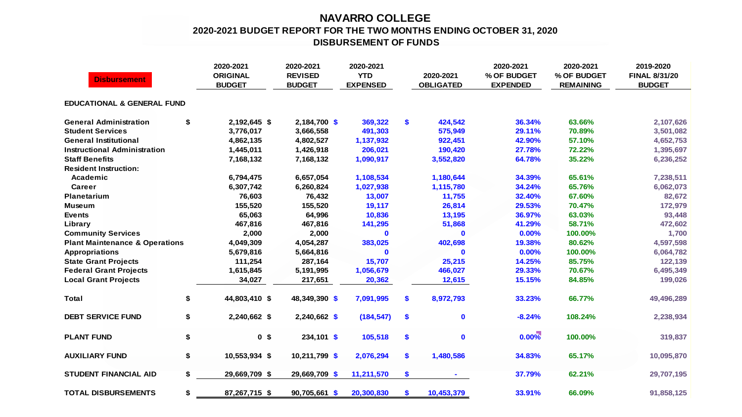# NAVARRO COLLEGE

## 2020-2021 BUDGET REPORT FOR THE TWO MONTHS ENDING OCTOBER 31, 2020

## DISBURSEMENT OF FUNDS

| Disbursement | 2020-2021 ORIGINAL BUDGET | 2020-2021 REVISED BUDGET | 2020-2021 YTD EXPENSED | 2020-2021 OBLIGATED | 2020-2021 % OF BUDGET EXPENDED | 2020-2021 % OF BUDGET REMAINING | 2019-2020 FINAL 8/31/20 BUDGET |
|---|---|---|---|---|---|---|---|
| **EDUCATIONAL & GENERAL FUND** | | | | | | | |
| General Administration | $ 2,192,645 | $ 2,184,700 | $ 369,322 | $ 424,542 | 36.34% | 63.66% | 2,107,626 |
| Student Services | 3,776,017 | 3,666,558 | 491,303 | 575,949 | 29.11% | 70.89% | 3,501,082 |
| General Institutional | 4,862,135 | 4,802,527 | 1,137,932 | 922,451 | 42.90% | 57.10% | 4,652,753 |
| Instructional Administration | 1,445,011 | 1,426,918 | 206,021 | 190,420 | 27.78% | 72.22% | 1,395,697 |
| Staff Benefits | 7,168,132 | 7,168,132 | 1,090,917 | 3,552,820 | 64.78% | 35.22% | 6,236,252 |
| Resident Instruction: | | | | | | | |
| Academic | 6,794,475 | 6,657,054 | 1,108,534 | 1,180,644 | 34.39% | 65.61% | 7,238,511 |
| Career | 6,307,742 | 6,260,824 | 1,027,938 | 1,115,780 | 34.24% | 65.76% | 6,062,073 |
| Planetarium | 76,603 | 76,432 | 13,007 | 11,755 | 32.40% | 67.60% | 82,672 |
| Museum | 155,520 | 155,520 | 19,117 | 26,814 | 29.53% | 70.47% | 172,979 |
| Events | 65,063 | 64,996 | 10,836 | 13,195 | 36.97% | 63.03% | 93,448 |
| Library | 467,816 | 467,816 | 141,295 | 51,868 | 41.29% | 58.71% | 472,602 |
| Community Services | 2,000 | 2,000 | 0 | 0 | 0.00% | 100.00% | 1,700 |
| Plant Maintenance & Operations | 4,049,309 | 4,054,287 | 383,025 | 402,698 | 19.38% | 80.62% | 4,597,598 |
| Appropriations | 5,679,816 | 5,664,816 | 0 | 0 | 0.00% | 100.00% | 6,064,782 |
| State Grant Projects | 111,254 | 287,164 | 15,707 | 25,215 | 14.25% | 85.75% | 122,139 |
| Federal Grant Projects | 1,615,845 | 5,191,995 | 1,056,679 | 466,027 | 29.33% | 70.67% | 6,495,349 |
| Local Grant Projects | 34,027 | 217,651 | 20,362 | 12,615 | 15.15% | 84.85% | 199,026 |
| **Total** | $ 44,803,410 | $ 48,349,390 | $ 7,091,995 | $ 8,972,793 | 33.23% | 66.77% | 49,496,289 |
| **DEBT SERVICE FUND** | $ 2,240,662 | $ 2,240,662 | $ (184,547) | $ 0 | -8.24% | 108.24% | 2,238,934 |
| **PLANT FUND** | $ 0 | $ 234,101 | $ 105,518 | $ 0 | 0.00% | 100.00% | 319,837 |
| **AUXILIARY FUND** | $ 10,553,934 | $ 10,211,799 | $ 2,076,294 | $ 1,480,586 | 34.83% | 65.17% | 10,095,870 |
| **STUDENT FINANCIAL AID** | $ 29,669,709 | $ 29,669,709 | $ 11,211,570 | $ - | 37.79% | 62.21% | 29,707,195 |
| **TOTAL DISBURSEMENTS** | $ 87,267,715 | $ 90,705,661 | $ 20,300,830 | $ 10,453,379 | 33.91% | 66.09% | 91,858,125 |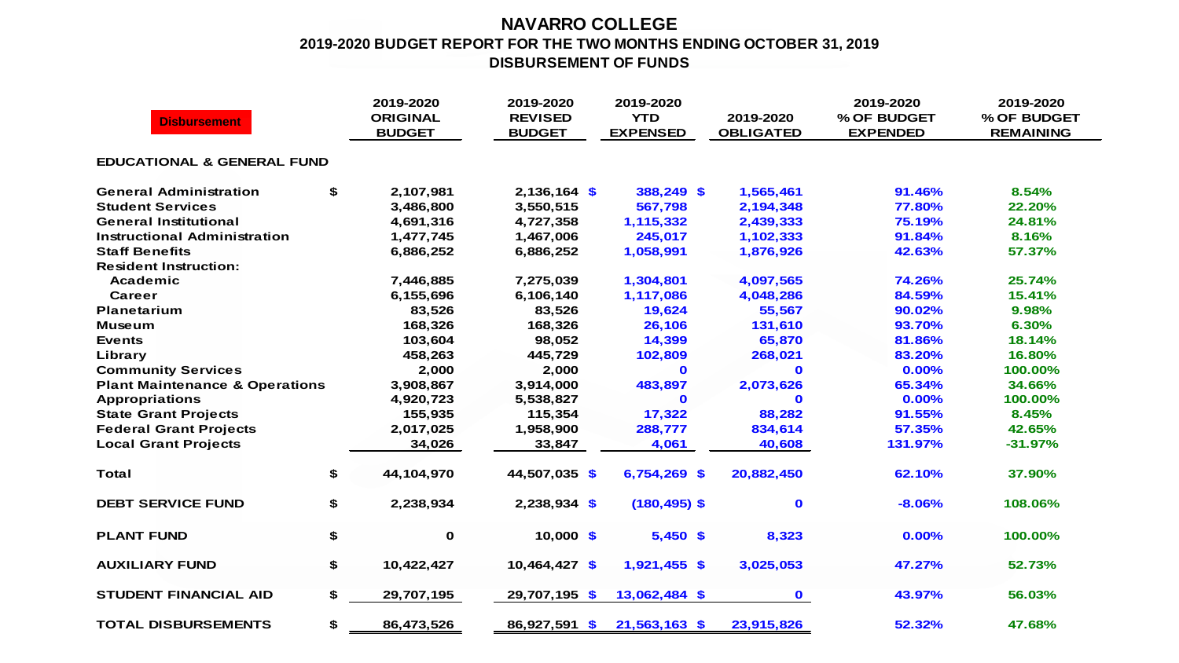# NAVARRO COLLEGE

## 2019-2020 BUDGET REPORT FOR THE TWO MONTHS ENDING OCTOBER 31, 2019

## DISBURSEMENT OF FUNDS

| Disbursement | | 2019-2020 ORIGINAL BUDGET | 2019-2020 REVISED BUDGET | | 2019-2020 YTD EXPENSED | | 2019-2020 OBLIGATED | 2019-2020 % OF BUDGET EXPENDED | 2019-2020 % OF BUDGET REMAINING |
|---|---|---|---|---|---|---|---|---|---|
| **EDUCATIONAL & GENERAL FUND** | | | | | | | | | |
| General Administration | $ | 2,107,981 | 2,136,164 | $ | 388,249 | $ | 1,565,461 | 91.46% | 8.54% |
| Student Services | | 3,486,800 | 3,550,515 | | 567,798 | | 2,194,348 | 77.80% | 22.20% |
| General Institutional | | 4,691,316 | 4,727,358 | | 1,115,332 | | 2,439,333 | 75.19% | 24.81% |
| Instructional Administration | | 1,477,745 | 1,467,006 | | 245,017 | | 1,102,333 | 91.84% | 8.16% |
| Staff Benefits | | 6,886,252 | 6,886,252 | | 1,058,991 | | 1,876,926 | 42.63% | 57.37% |
| Resident Instruction: | | | | | | | | | |
| Academic | | 7,446,885 | 7,275,039 | | 1,304,801 | | 4,097,565 | 74.26% | 25.74% |
| Career | | 6,155,696 | 6,106,140 | | 1,117,086 | | 4,048,286 | 84.59% | 15.41% |
| Planetarium | | 83,526 | 83,526 | | 19,624 | | 55,567 | 90.02% | 9.98% |
| Museum | | 168,326 | 168,326 | | 26,106 | | 131,610 | 93.70% | 6.30% |
| Events | | 103,604 | 98,052 | | 14,399 | | 65,870 | 81.86% | 18.14% |
| Library | | 458,263 | 445,729 | | 102,809 | | 268,021 | 83.20% | 16.80% |
| Community Services | | 2,000 | 2,000 | | 0 | | 0 | 0.00% | 100.00% |
| Plant Maintenance & Operations | | 3,908,867 | 3,914,000 | | 483,897 | | 2,073,626 | 65.34% | 34.66% |
| Appropriations | | 4,920,723 | 5,538,827 | | 0 | | 0 | 0.00% | 100.00% |
| State Grant Projects | | 155,935 | 115,354 | | 17,322 | | 88,282 | 91.55% | 8.45% |
| Federal Grant Projects | | 2,017,025 | 1,958,900 | | 288,777 | | 834,614 | 57.35% | 42.65% |
| Local Grant Projects | | 34,026 | 33,847 | | 4,061 | | 40,608 | 131.97% | -31.97% |
| **Total** | $ | 44,104,970 | 44,507,035 | $ | 6,754,269 | $ | 20,882,450 | 62.10% | 37.90% |
| **DEBT SERVICE FUND** | $ | 2,238,934 | 2,238,934 | $ | (180,495) | $ | 0 | -8.06% | 108.06% |
| **PLANT FUND** | $ | 0 | 10,000 | $ | 5,450 | $ | 8,323 | 0.00% | 100.00% |
| **AUXILIARY FUND** | $ | 10,422,427 | 10,464,427 | $ | 1,921,455 | $ | 3,025,053 | 47.27% | 52.73% |
| **STUDENT FINANCIAL AID** | $ | 29,707,195 | 29,707,195 | $ | 13,062,484 | $ | 0 | 43.97% | 56.03% |
| **TOTAL DISBURSEMENTS** | $ | 86,473,526 | 86,927,591 | $ | 21,563,163 | $ | 23,915,826 | 52.32% | 47.68% |